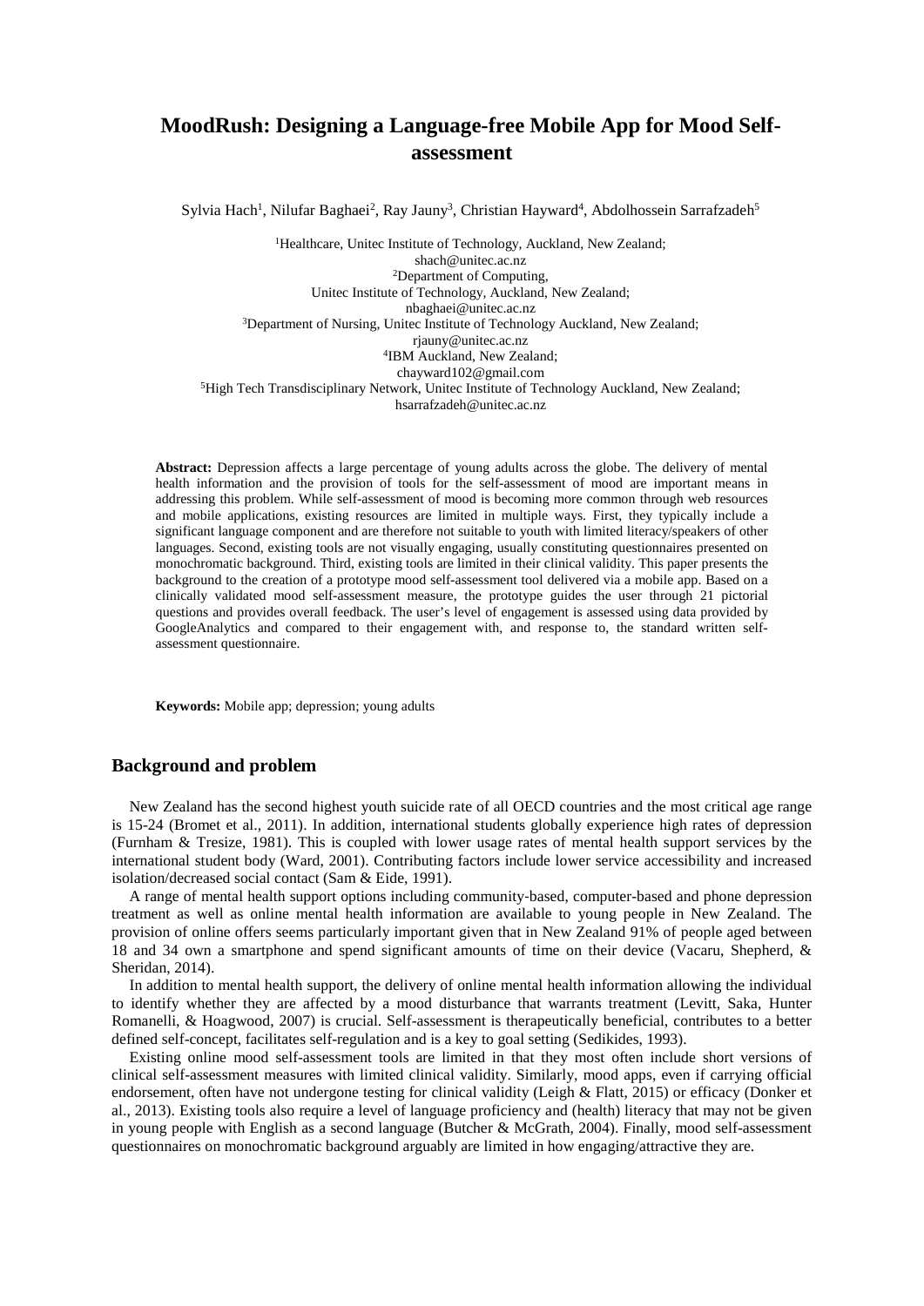# MoodRush: Designing a Language-free Mobile App for Mood Self-assessment

Sylvia Hach[1], Nilufar Baghaei[2], Ray Jauny[3], Christian Hayward[4], Abdolhossein Sarrafzadeh[5]

[1]Healthcare, Unitec Institute of Technology, Auckland, New Zealand;
shach@unitec.ac.nz
[2]Department of Computing,
Unitec Institute of Technology, Auckland, New Zealand;
nbaghaei@unitec.ac.nz
[3]Department of Nursing, Unitec Institute of Technology Auckland, New Zealand;
rjauny@unitec.ac.nz
[4]IBM Auckland, New Zealand;
chayward102@gmail.com
[5]High Tech Transdisciplinary Network, Unitec Institute of Technology Auckland, New Zealand;
hsarrafzadeh@unitec.ac.nz

**Abstract:** Depression affects a large percentage of young adults across the globe. The delivery of mental health information and the provision of tools for the self-assessment of mood are important means in addressing this problem. While self-assessment of mood is becoming more common through web resources and mobile applications, existing resources are limited in multiple ways. First, they typically include a significant language component and are therefore not suitable to youth with limited literacy/speakers of other languages. Second, existing tools are not visually engaging, usually constituting questionnaires presented on monochromatic background. Third, existing tools are limited in their clinical validity. This paper presents the background to the creation of a prototype mood self-assessment tool delivered via a mobile app. Based on a clinically validated mood self-assessment measure, the prototype guides the user through 21 pictorial questions and provides overall feedback. The user's level of engagement is assessed using data provided by GoogleAnalytics and compared to their engagement with, and response to, the standard written self-assessment questionnaire.

**Keywords:** Mobile app; depression; young adults

## Background and problem

New Zealand has the second highest youth suicide rate of all OECD countries and the most critical age range is 15-24 (Bromet et al., 2011). In addition, international students globally experience high rates of depression (Furnham & Tresize, 1981). This is coupled with lower usage rates of mental health support services by the international student body (Ward, 2001). Contributing factors include lower service accessibility and increased isolation/decreased social contact (Sam & Eide, 1991).

A range of mental health support options including community-based, computer-based and phone depression treatment as well as online mental health information are available to young people in New Zealand. The provision of online offers seems particularly important given that in New Zealand 91% of people aged between 18 and 34 own a smartphone and spend significant amounts of time on their device (Vacaru, Shepherd, & Sheridan, 2014).

In addition to mental health support, the delivery of online mental health information allowing the individual to identify whether they are affected by a mood disturbance that warrants treatment (Levitt, Saka, Hunter Romanelli, & Hoagwood, 2007) is crucial. Self-assessment is therapeutically beneficial, contributes to a better defined self-concept, facilitates self-regulation and is a key to goal setting (Sedikides, 1993).

Existing online mood self-assessment tools are limited in that they most often include short versions of clinical self-assessment measures with limited clinical validity. Similarly, mood apps, even if carrying official endorsement, often have not undergone testing for clinical validity (Leigh & Flatt, 2015) or efficacy (Donker et al., 2013). Existing tools also require a level of language proficiency and (health) literacy that may not be given in young people with English as a second language (Butcher & McGrath, 2004). Finally, mood self-assessment questionnaires on monochromatic background arguably are limited in how engaging/attractive they are.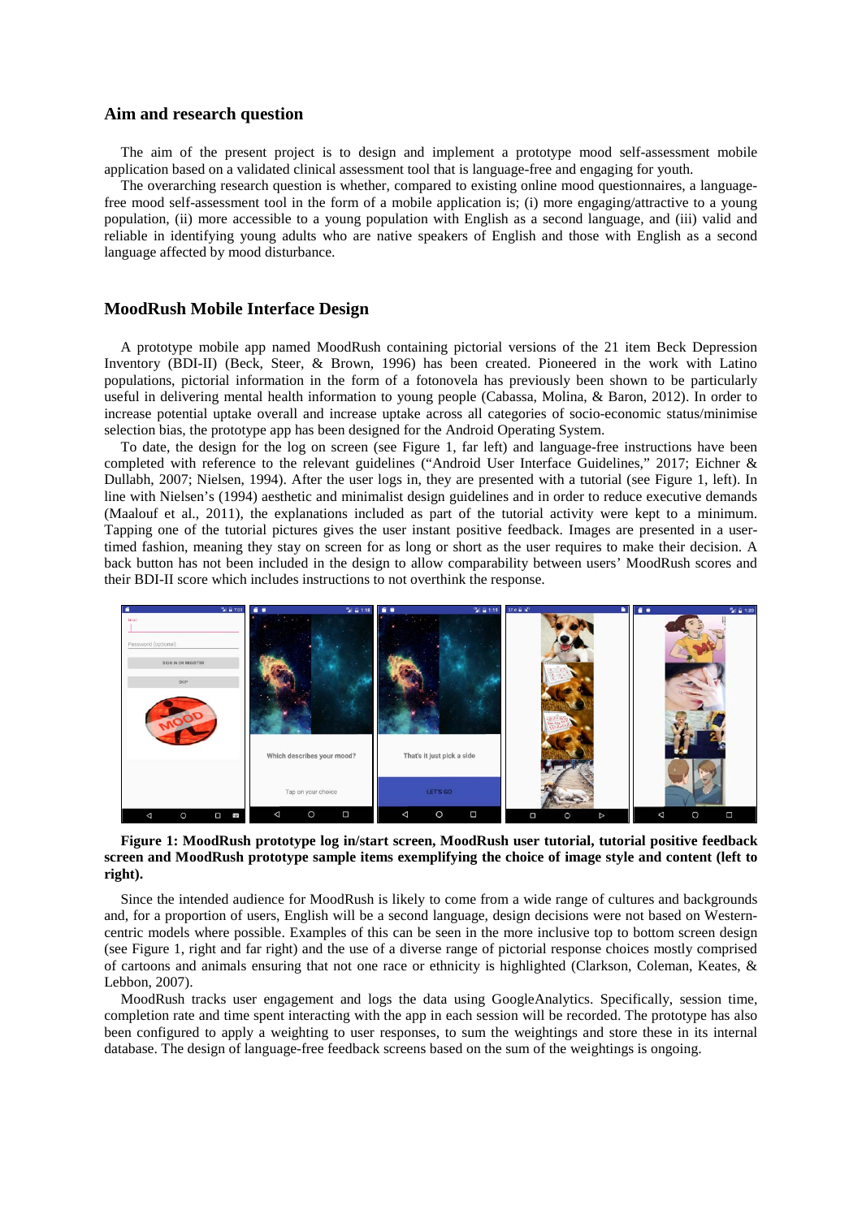## Aim and research question

The aim of the present project is to design and implement a prototype mood self-assessment mobile application based on a validated clinical assessment tool that is language-free and engaging for youth.

The overarching research question is whether, compared to existing online mood questionnaires, a language-free mood self-assessment tool in the form of a mobile application is; (i) more engaging/attractive to a young population, (ii) more accessible to a young population with English as a second language, and (iii) valid and reliable in identifying young adults who are native speakers of English and those with English as a second language affected by mood disturbance.

## MoodRush Mobile Interface Design

A prototype mobile app named MoodRush containing pictorial versions of the 21 item Beck Depression Inventory (BDI-II) (Beck, Steer, & Brown, 1996) has been created. Pioneered in the work with Latino populations, pictorial information in the form of a fotonovela has previously been shown to be particularly useful in delivering mental health information to young people (Cabassa, Molina, & Baron, 2012). In order to increase potential uptake overall and increase uptake across all categories of socio-economic status/minimise selection bias, the prototype app has been designed for the Android Operating System.

To date, the design for the log on screen (see Figure 1, far left) and language-free instructions have been completed with reference to the relevant guidelines ("Android User Interface Guidelines," 2017; Eichner & Dullabh, 2007; Nielsen, 1994). After the user logs in, they are presented with a tutorial (see Figure 1, left). In line with Nielsen's (1994) aesthetic and minimalist design guidelines and in order to reduce executive demands (Maalouf et al., 2011), the explanations included as part of the tutorial activity were kept to a minimum. Tapping one of the tutorial pictures gives the user instant positive feedback. Images are presented in a user-timed fashion, meaning they stay on screen for as long or short as the user requires to make their decision. A back button has not been included in the design to allow comparability between users' MoodRush scores and their BDI-II score which includes instructions to not overthink the response.

**Figure 1: MoodRush prototype log in/start screen, MoodRush user tutorial, tutorial positive feedback screen and MoodRush prototype sample items exemplifying the choice of image style and content (left to right).**

Since the intended audience for MoodRush is likely to come from a wide range of cultures and backgrounds and, for a proportion of users, English will be a second language, design decisions were not based on Western-centric models where possible. Examples of this can be seen in the more inclusive top to bottom screen design (see Figure 1, right and far right) and the use of a diverse range of pictorial response choices mostly comprised of cartoons and animals ensuring that not one race or ethnicity is highlighted (Clarkson, Coleman, Keates, & Lebbon, 2007).

MoodRush tracks user engagement and logs the data using GoogleAnalytics. Specifically, session time, completion rate and time spent interacting with the app in each session will be recorded. The prototype has also been configured to apply a weighting to user responses, to sum the weightings and store these in its internal database. The design of language-free feedback screens based on the sum of the weightings is ongoing.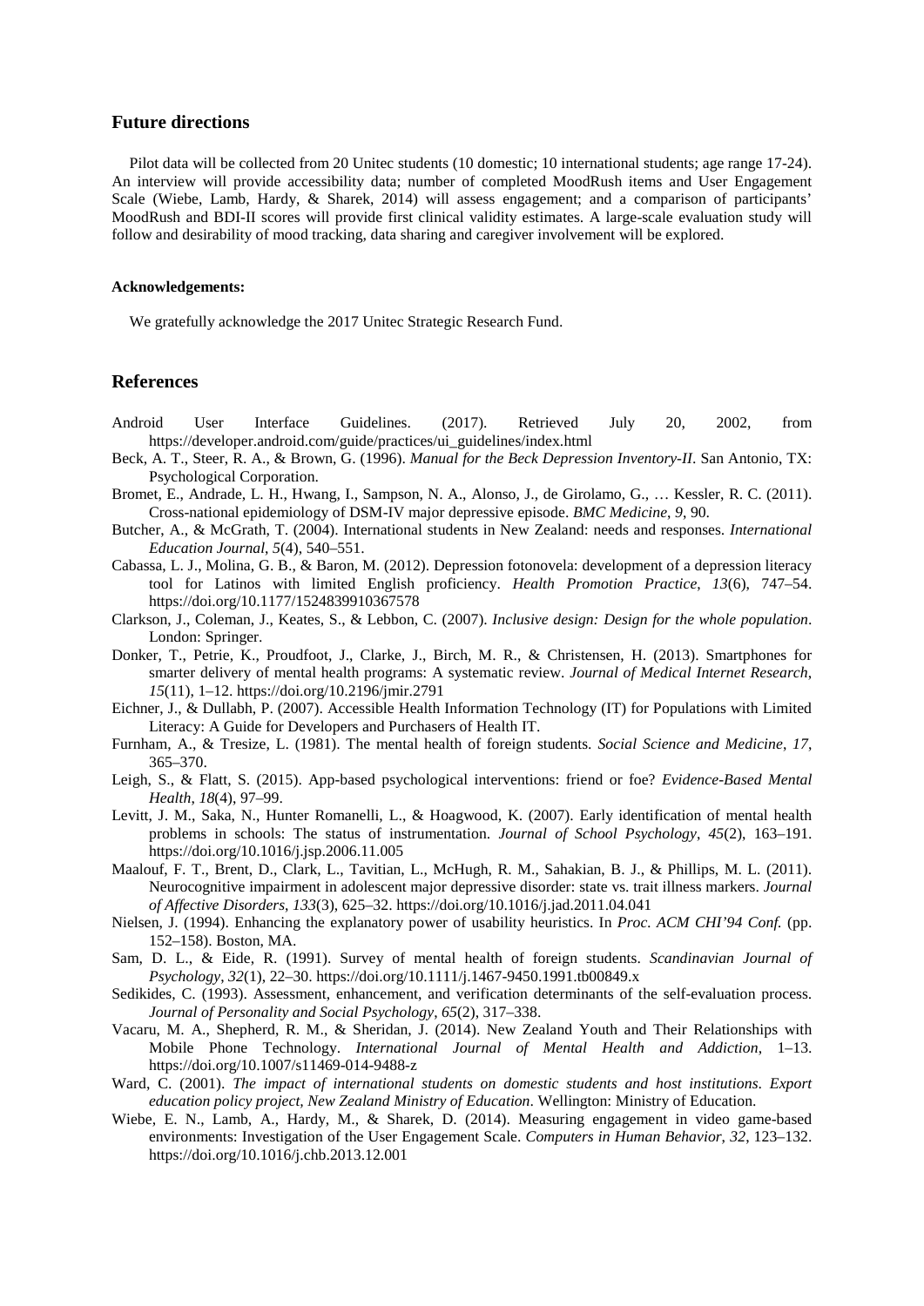## Future directions

Pilot data will be collected from 20 Unitec students (10 domestic; 10 international students; age range 17-24). An interview will provide accessibility data; number of completed MoodRush items and User Engagement Scale (Wiebe, Lamb, Hardy, & Sharek, 2014) will assess engagement; and a comparison of participants' MoodRush and BDI-II scores will provide first clinical validity estimates. A large-scale evaluation study will follow and desirability of mood tracking, data sharing and caregiver involvement will be explored.

**Acknowledgements:**

We gratefully acknowledge the 2017 Unitec Strategic Research Fund.

## References

Android User Interface Guidelines. (2017). Retrieved July 20, 2002, from https://developer.android.com/guide/practices/ui_guidelines/index.html

Beck, A. T., Steer, R. A., & Brown, G. (1996). *Manual for the Beck Depression Inventory-II*. San Antonio, TX: Psychological Corporation.

Bromet, E., Andrade, L. H., Hwang, I., Sampson, N. A., Alonso, J., de Girolamo, G., … Kessler, R. C. (2011). Cross-national epidemiology of DSM-IV major depressive episode. *BMC Medicine*, *9*, 90.

Butcher, A., & McGrath, T. (2004). International students in New Zealand: needs and responses. *International Education Journal*, *5*(4), 540–551.

Cabassa, L. J., Molina, G. B., & Baron, M. (2012). Depression fotonovela: development of a depression literacy tool for Latinos with limited English proficiency. *Health Promotion Practice*, *13*(6), 747–54. https://doi.org/10.1177/1524839910367578

Clarkson, J., Coleman, J., Keates, S., & Lebbon, C. (2007). *Inclusive design: Design for the whole population*. London: Springer.

Donker, T., Petrie, K., Proudfoot, J., Clarke, J., Birch, M. R., & Christensen, H. (2013). Smartphones for smarter delivery of mental health programs: A systematic review. *Journal of Medical Internet Research*, *15*(11), 1–12. https://doi.org/10.2196/jmir.2791

Eichner, J., & Dullabh, P. (2007). Accessible Health Information Technology (IT) for Populations with Limited Literacy: A Guide for Developers and Purchasers of Health IT.

Furnham, A., & Tresize, L. (1981). The mental health of foreign students. *Social Science and Medicine*, *17*, 365–370.

Leigh, S., & Flatt, S. (2015). App-based psychological interventions: friend or foe? *Evidence-Based Mental Health*, *18*(4), 97–99.

Levitt, J. M., Saka, N., Hunter Romanelli, L., & Hoagwood, K. (2007). Early identification of mental health problems in schools: The status of instrumentation. *Journal of School Psychology*, *45*(2), 163–191. https://doi.org/10.1016/j.jsp.2006.11.005

Maalouf, F. T., Brent, D., Clark, L., Tavitian, L., McHugh, R. M., Sahakian, B. J., & Phillips, M. L. (2011). Neurocognitive impairment in adolescent major depressive disorder: state vs. trait illness markers. *Journal of Affective Disorders*, *133*(3), 625–32. https://doi.org/10.1016/j.jad.2011.04.041

Nielsen, J. (1994). Enhancing the explanatory power of usability heuristics. In *Proc. ACM CHI'94 Conf.* (pp. 152–158). Boston, MA.

Sam, D. L., & Eide, R. (1991). Survey of mental health of foreign students. *Scandinavian Journal of Psychology*, *32*(1), 22–30. https://doi.org/10.1111/j.1467-9450.1991.tb00849.x

Sedikides, C. (1993). Assessment, enhancement, and verification determinants of the self-evaluation process. *Journal of Personality and Social Psychology*, *65*(2), 317–338.

Vacaru, M. A., Shepherd, R. M., & Sheridan, J. (2014). New Zealand Youth and Their Relationships with Mobile Phone Technology. *International Journal of Mental Health and Addiction*, 1–13. https://doi.org/10.1007/s11469-014-9488-z

Ward, C. (2001). *The impact of international students on domestic students and host institutions. Export education policy project, New Zealand Ministry of Education*. Wellington: Ministry of Education.

Wiebe, E. N., Lamb, A., Hardy, M., & Sharek, D. (2014). Measuring engagement in video game-based environments: Investigation of the User Engagement Scale. *Computers in Human Behavior*, *32*, 123–132. https://doi.org/10.1016/j.chb.2013.12.001